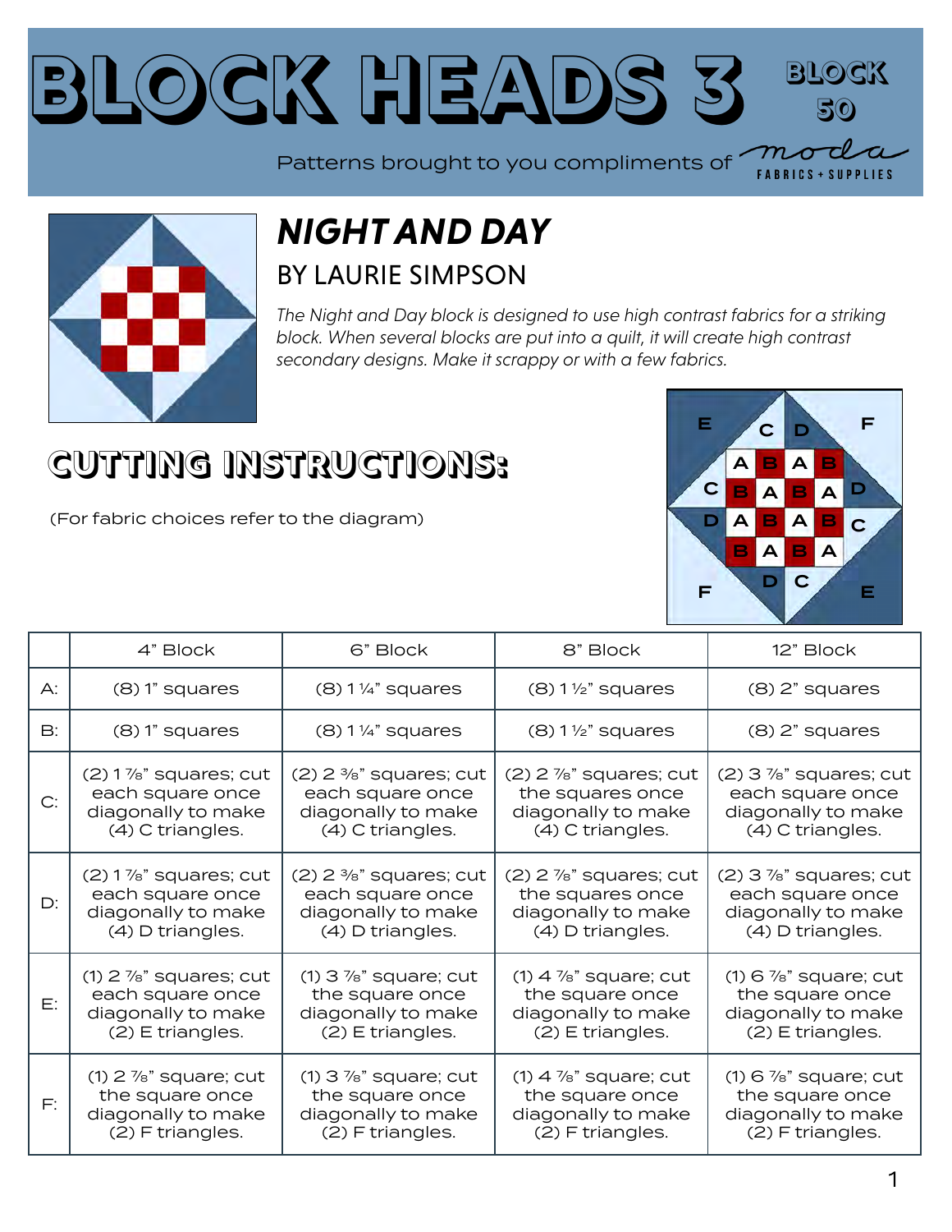# BLOCK HEADS 3

BLOCK 50

Patterns brought to you compliments of moda FABRICS + SUPPLIES

## NIGHT AND DAY

### BY LAURIE SIMPSON

*The Night and Day block is designed to use high contrast fabrics for a striking block. When several blocks are put into a quilt, it will create high contrast secondary designs. Make it scrappy or with a few fabrics.*

## CUTTING INSTRUCTIONS:

(For fabric choices refer to the diagram)

E C D F
A B A B
C B A B A D
D A B A B C
B A B A
F D C E

| | 4" Block | 6" Block | 8" Block | 12" Block |
|---|---|---|---|---|
| A: | (8) 1" squares | (8) 1 ¼" squares | (8) 1 ½" squares | (8) 2" squares |
| B: | (8) 1" squares | (8) 1 ¼" squares | (8) 1 ½" squares | (8) 2" squares |
| C: | (2) 1 ⅞" squares; cut each square once diagonally to make (4) C triangles. | (2) 2 ⅜" squares; cut each square once diagonally to make (4) C triangles. | (2) 2 ⅞" squares; cut the squares once diagonally to make (4) C triangles. | (2) 3 ⅞" squares; cut each square once diagonally to make (4) C triangles. |
| D: | (2) 1 ⅞" squares; cut each square once diagonally to make (4) D triangles. | (2) 2 ⅜" squares; cut each square once diagonally to make (4) D triangles. | (2) 2 ⅞" squares; cut the squares once diagonally to make (4) D triangles. | (2) 3 ⅞" squares; cut each square once diagonally to make (4) D triangles. |
| E: | (1) 2 ⅞" squares; cut each square once diagonally to make (2) E triangles. | (1) 3 ⅞" square; cut the square once diagonally to make (2) E triangles. | (1) 4 ⅞" square; cut the square once diagonally to make (2) E triangles. | (1) 6 ⅞" square; cut the square once diagonally to make (2) E triangles. |
| F: | (1) 2 ⅞" square; cut the square once diagonally to make (2) F triangles. | (1) 3 ⅞" square; cut the square once diagonally to make (2) F triangles. | (1) 4 ⅞" square; cut the square once diagonally to make (2) F triangles. | (1) 6 ⅞" square; cut the square once diagonally to make (2) F triangles. |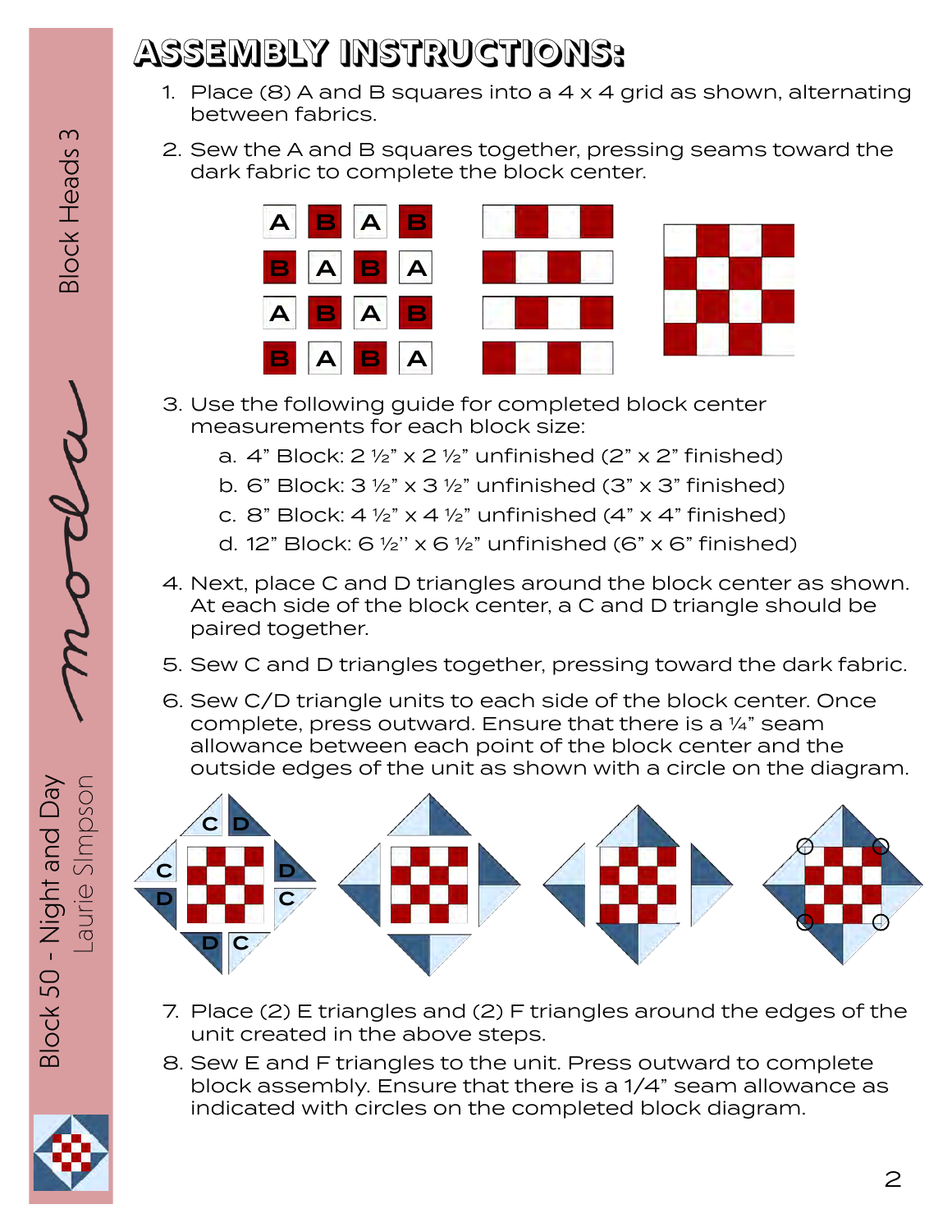# ASSEMBLY INSTRUCTIONS:

1. Place (8) A and B squares into a 4 x 4 grid as shown, alternating between fabrics.
2. Sew the A and B squares together, pressing seams toward the dark fabric to complete the block center.

A B A B
B A B A
A B A B
B A B A

3. Use the following guide for completed block center measurements for each block size:
   a. 4" Block: 2 ½" x 2 ½" unfinished (2" x 2" finished)
   b. 6" Block: 3 ½" x 3 ½" unfinished (3" x 3" finished)
   c. 8" Block: 4 ½" x 4 ½" unfinished (4" x 4" finished)
   d. 12" Block: 6 ½" x 6 ½" unfinished (6" x 6" finished)
4. Next, place C and D triangles around the block center as shown. At each side of the block center, a C and D triangle should be paired together.
5. Sew C and D triangles together, pressing toward the dark fabric.
6. Sew C/D triangle units to each side of the block center. Once complete, press outward. Ensure that there is a ¼" seam allowance between each point of the block center and the outside edges of the unit as shown with a circle on the diagram.

C D
C D
D C
D C

7. Place (2) E triangles and (2) F triangles around the edges of the unit created in the above steps.
8. Sew E and F triangles to the unit. Press outward to complete block assembly. Ensure that there is a 1/4" seam allowance as indicated with circles on the completed block diagram.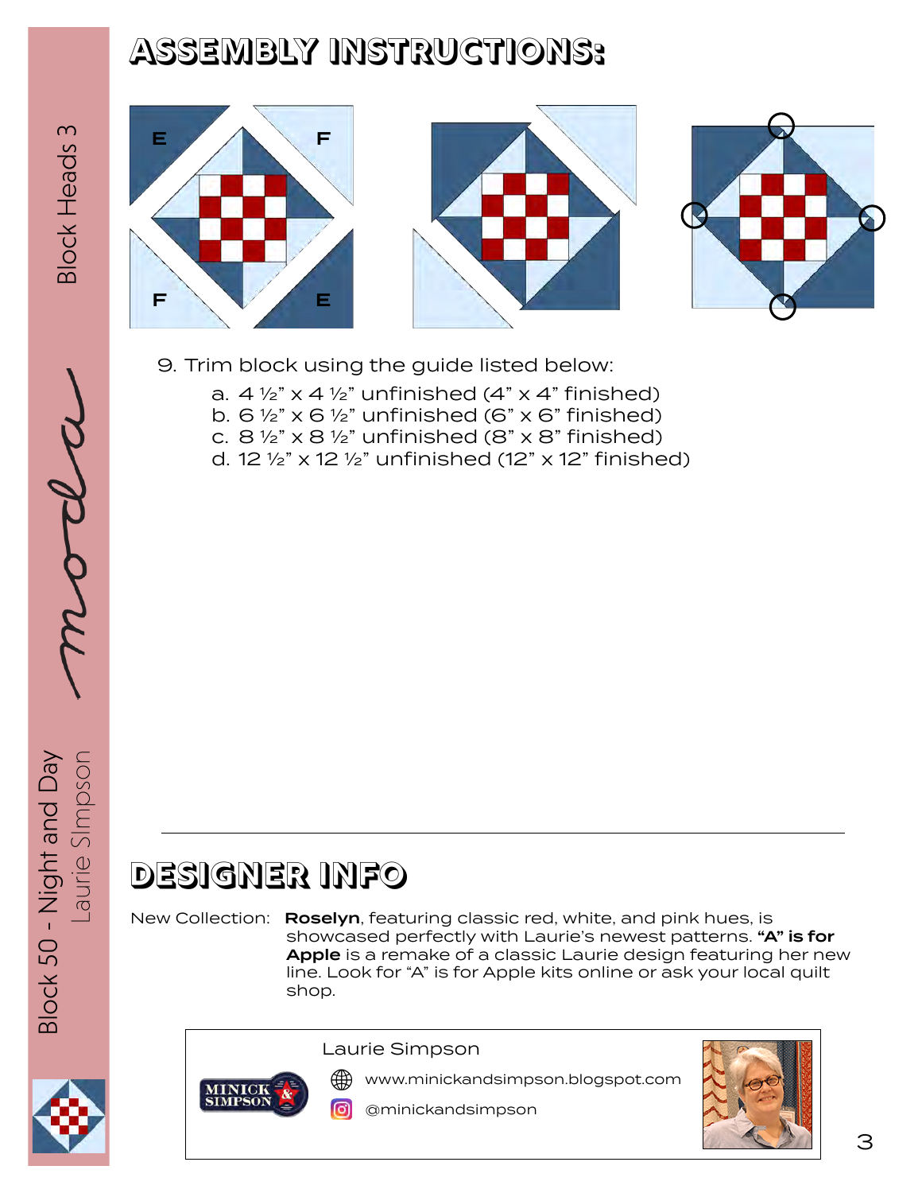# ASSEMBLY INSTRUCTIONS:

E F F E

9. Trim block using the guide listed below:
   a. 4 ½" x 4 ½" unfinished (4" x 4" finished)
   b. 6 ½" x 6 ½" unfinished (6" x 6" finished)
   c. 8 ½" x 8 ½" unfinished (8" x 8" finished)
   d. 12 ½" x 12 ½" unfinished (12" x 12" finished)

---

# DESIGNER INFO

New Collection: **Roselyn**, featuring classic red, white, and pink hues, is showcased perfectly with Laurie's newest patterns. **"A" is for Apple** is a remake of a classic Laurie design featuring her new line. Look for "A" is for Apple kits online or ask your local quilt shop.

Laurie Simpson

www.minickandsimpson.blogspot.com

@minickandsimpson